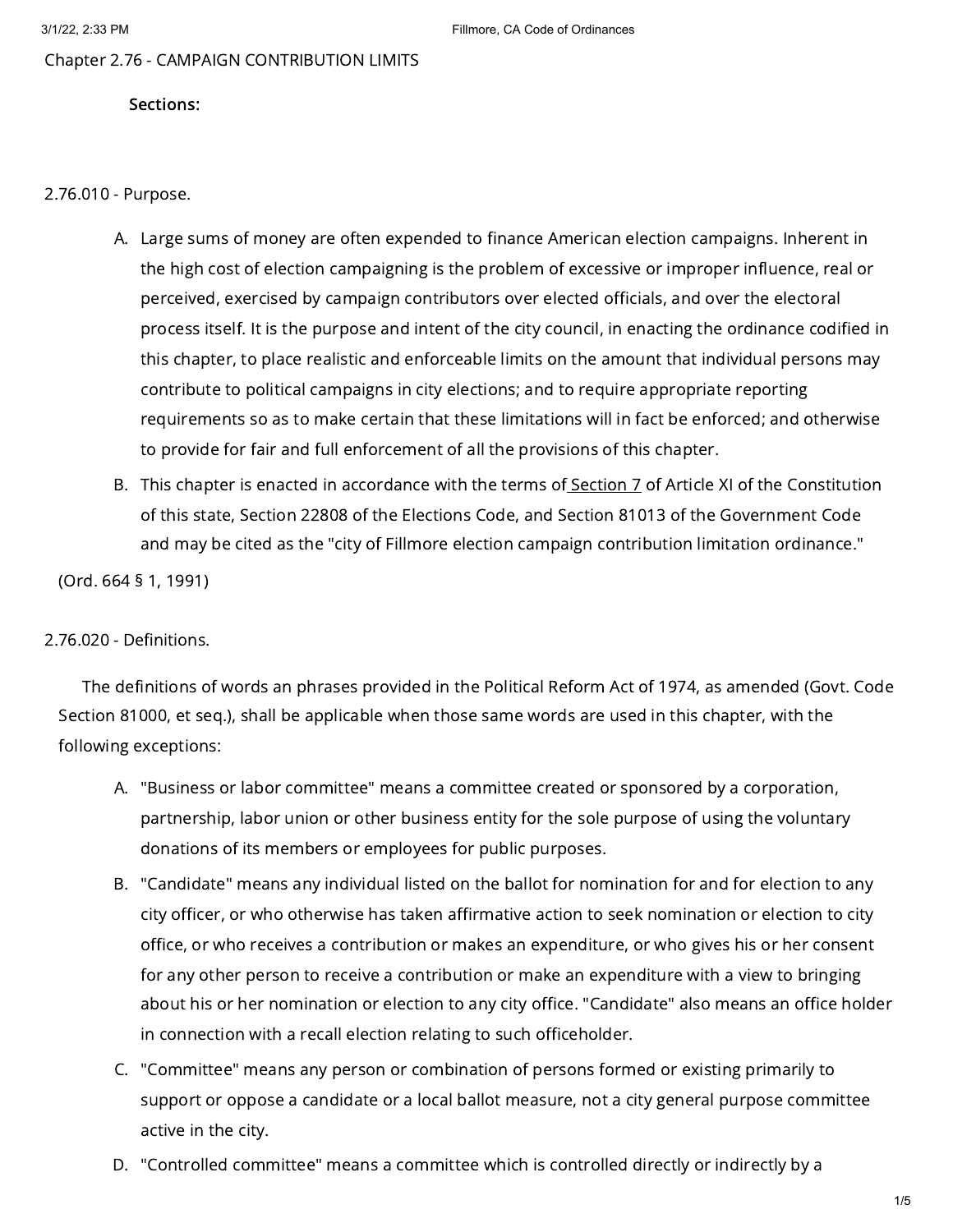# Chapter 2.76 - CAMPAIGN CONTRIBUTION LIMITS

**Sections:**

## 2.76.010 - Purpose.

A. Large sums of money are often expended to finance American election campaigns. Inherent in the high cost of election campaigning is the problem of excessive or improper influence, real or perceived, exercised by campaign contributors over elected officials, and over the electoral process itself. It is the purpose and intent of the city council, in enacting the ordinance codified in this chapter, to place realistic and enforceable limits on the amount that individual persons may contribute to political campaigns in city elections; and to require appropriate reporting requirements so as to make certain that these limitations will in fact be enforced; and otherwise to provide for fair and full enforcement of all the provisions of this chapter.

B. This chapter is enacted in accordance with the terms of Section 7 of Article XI of the Constitution of this state, Section 22808 of the Elections Code, and Section 81013 of the Government Code and may be cited as the "city of Fillmore election campaign contribution limitation ordinance."

(Ord. 664 § 1, 1991)

## 2.76.020 - Definitions.

The definitions of words an phrases provided in the Political Reform Act of 1974, as amended (Govt. Code Section 81000, et seq.), shall be applicable when those same words are used in this chapter, with the following exceptions:

A. "Business or labor committee" means a committee created or sponsored by a corporation, partnership, labor union or other business entity for the sole purpose of using the voluntary donations of its members or employees for public purposes.

B. "Candidate" means any individual listed on the ballot for nomination for and for election to any city officer, or who otherwise has taken affirmative action to seek nomination or election to city office, or who receives a contribution or makes an expenditure, or who gives his or her consent for any other person to receive a contribution or make an expenditure with a view to bringing about his or her nomination or election to any city office. "Candidate" also means an office holder in connection with a recall election relating to such officeholder.

C. "Committee" means any person or combination of persons formed or existing primarily to support or oppose a candidate or a local ballot measure, not a city general purpose committee active in the city.

D. "Controlled committee" means a committee which is controlled directly or indirectly by a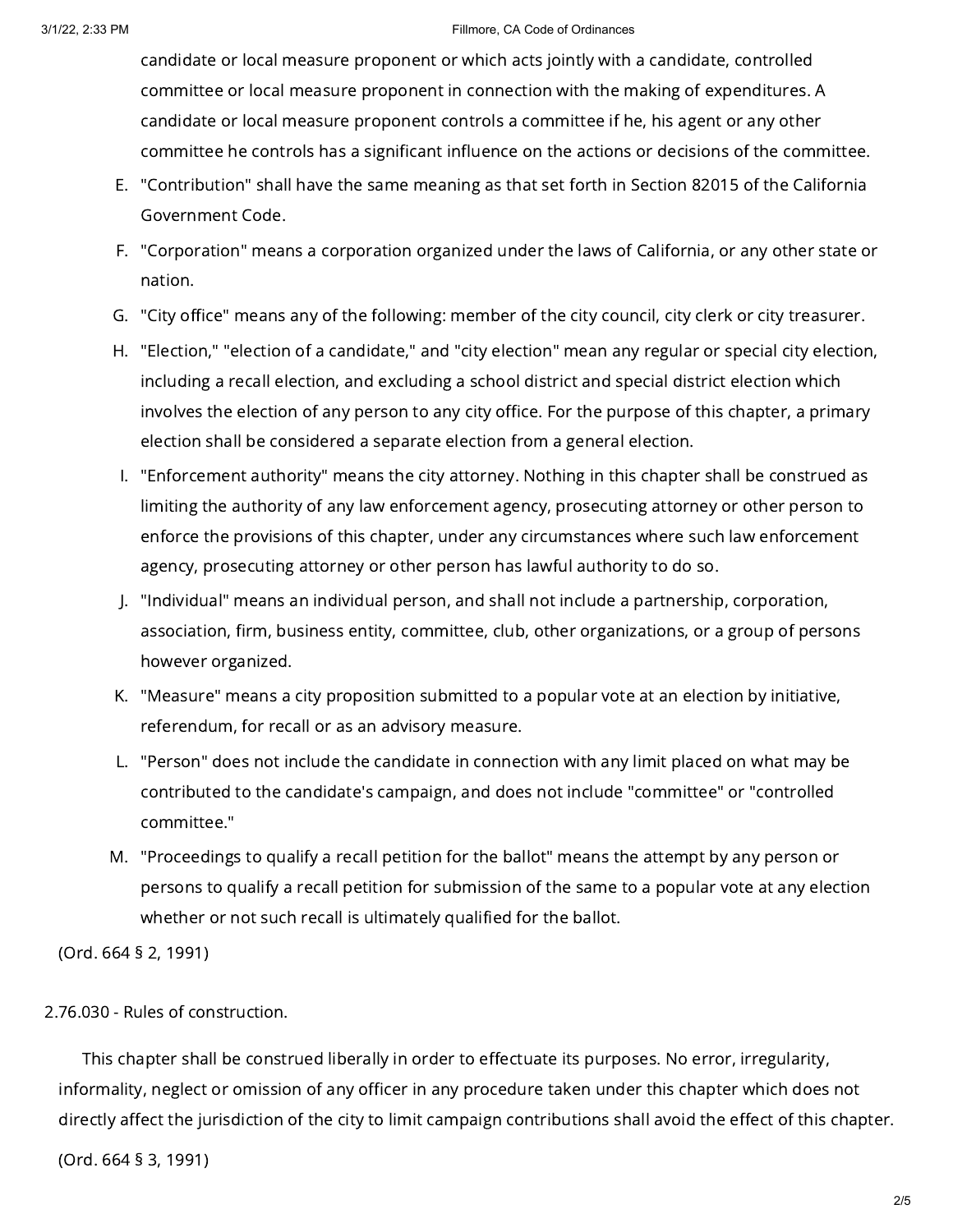candidate or local measure proponent or which acts jointly with a candidate, controlled committee or local measure proponent in connection with the making of expenditures. A candidate or local measure proponent controls a committee if he, his agent or any other committee he controls has a significant influence on the actions or decisions of the committee.

E. "Contribution" shall have the same meaning as that set forth in Section 82015 of the California Government Code.

F. "Corporation" means a corporation organized under the laws of California, or any other state or nation.

G. "City office" means any of the following: member of the city council, city clerk or city treasurer.

H. "Election," "election of a candidate," and "city election" mean any regular or special city election, including a recall election, and excluding a school district and special district election which involves the election of any person to any city office. For the purpose of this chapter, a primary election shall be considered a separate election from a general election.

I. "Enforcement authority" means the city attorney. Nothing in this chapter shall be construed as limiting the authority of any law enforcement agency, prosecuting attorney or other person to enforce the provisions of this chapter, under any circumstances where such law enforcement agency, prosecuting attorney or other person has lawful authority to do so.

J. "Individual" means an individual person, and shall not include a partnership, corporation, association, firm, business entity, committee, club, other organizations, or a group of persons however organized.

K. "Measure" means a city proposition submitted to a popular vote at an election by initiative, referendum, for recall or as an advisory measure.

L. "Person" does not include the candidate in connection with any limit placed on what may be contributed to the candidate's campaign, and does not include "committee" or "controlled committee."

M. "Proceedings to qualify a recall petition for the ballot" means the attempt by any person or persons to qualify a recall petition for submission of the same to a popular vote at any election whether or not such recall is ultimately qualified for the ballot.

(Ord. 664 § 2, 1991)

## 2.76.030 - Rules of construction.

This chapter shall be construed liberally in order to effectuate its purposes. No error, irregularity, informality, neglect or omission of any officer in any procedure taken under this chapter which does not directly affect the jurisdiction of the city to limit campaign contributions shall avoid the effect of this chapter.

(Ord. 664 § 3, 1991)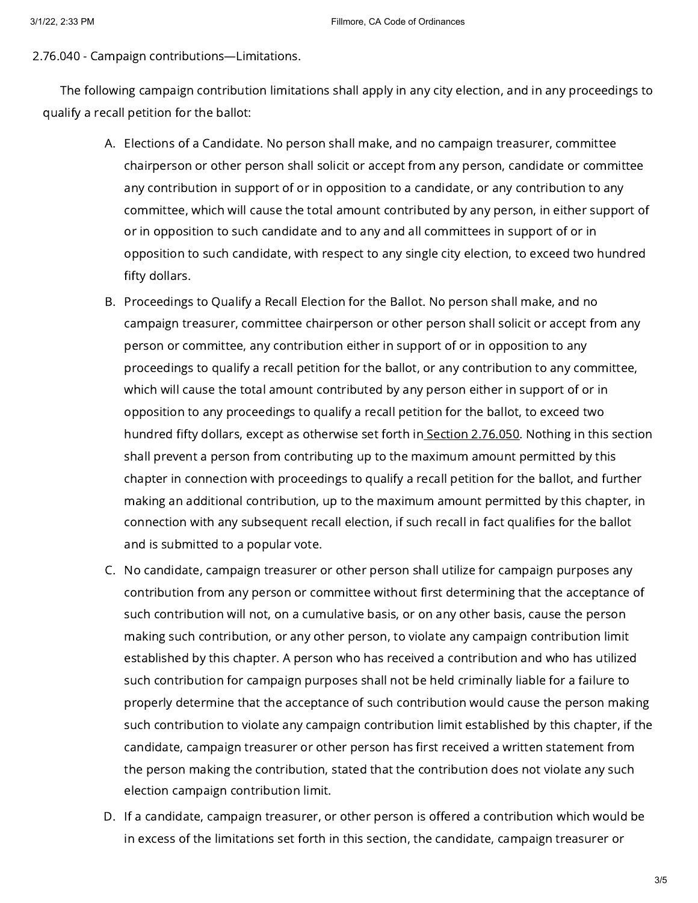2.76.040 - Campaign contributions—Limitations.

The following campaign contribution limitations shall apply in any city election, and in any proceedings to qualify a recall petition for the ballot:

A. Elections of a Candidate. No person shall make, and no campaign treasurer, committee chairperson or other person shall solicit or accept from any person, candidate or committee any contribution in support of or in opposition to a candidate, or any contribution to any committee, which will cause the total amount contributed by any person, in either support of or in opposition to such candidate and to any and all committees in support of or in opposition to such candidate, with respect to any single city election, to exceed two hundred fifty dollars.

B. Proceedings to Qualify a Recall Election for the Ballot. No person shall make, and no campaign treasurer, committee chairperson or other person shall solicit or accept from any person or committee, any contribution either in support of or in opposition to any proceedings to qualify a recall petition for the ballot, or any contribution to any committee, which will cause the total amount contributed by any person either in support of or in opposition to any proceedings to qualify a recall petition for the ballot, to exceed two hundred fifty dollars, except as otherwise set forth in Section 2.76.050. Nothing in this section shall prevent a person from contributing up to the maximum amount permitted by this chapter in connection with proceedings to qualify a recall petition for the ballot, and further making an additional contribution, up to the maximum amount permitted by this chapter, in connection with any subsequent recall election, if such recall in fact qualifies for the ballot and is submitted to a popular vote.

C. No candidate, campaign treasurer or other person shall utilize for campaign purposes any contribution from any person or committee without first determining that the acceptance of such contribution will not, on a cumulative basis, or on any other basis, cause the person making such contribution, or any other person, to violate any campaign contribution limit established by this chapter. A person who has received a contribution and who has utilized such contribution for campaign purposes shall not be held criminally liable for a failure to properly determine that the acceptance of such contribution would cause the person making such contribution to violate any campaign contribution limit established by this chapter, if the candidate, campaign treasurer or other person has first received a written statement from the person making the contribution, stated that the contribution does not violate any such election campaign contribution limit.

D. If a candidate, campaign treasurer, or other person is offered a contribution which would be in excess of the limitations set forth in this section, the candidate, campaign treasurer or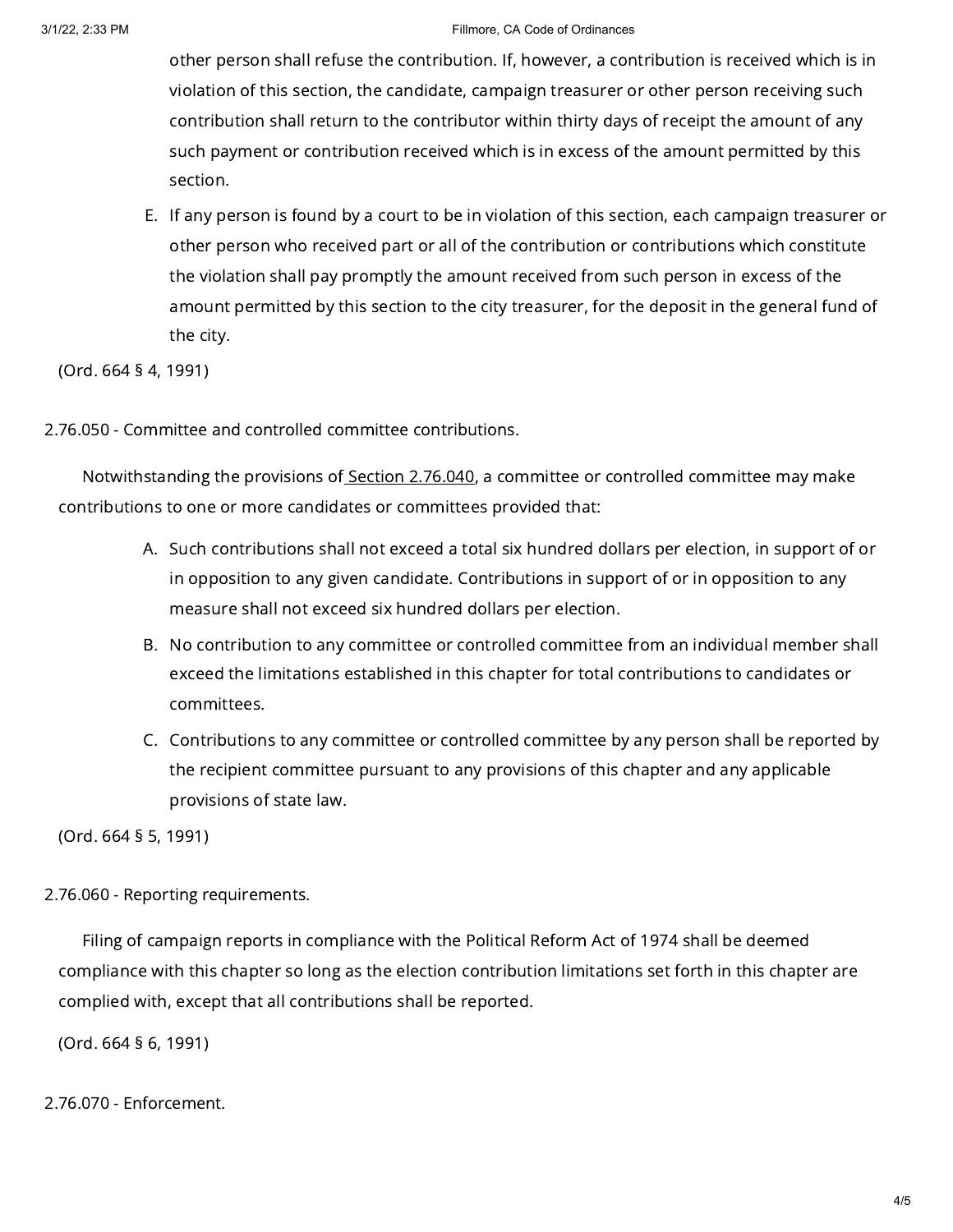other person shall refuse the contribution. If, however, a contribution is received which is in violation of this section, the candidate, campaign treasurer or other person receiving such contribution shall return to the contributor within thirty days of receipt the amount of any such payment or contribution received which is in excess of the amount permitted by this section.

E. If any person is found by a court to be in violation of this section, each campaign treasurer or other person who received part or all of the contribution or contributions which constitute the violation shall pay promptly the amount received from such person in excess of the amount permitted by this section to the city treasurer, for the deposit in the general fund of the city.

(Ord. 664 § 4, 1991)

2.76.050 - Committee and controlled committee contributions.

Notwithstanding the provisions of Section 2.76.040, a committee or controlled committee may make contributions to one or more candidates or committees provided that:

A. Such contributions shall not exceed a total six hundred dollars per election, in support of or in opposition to any given candidate. Contributions in support of or in opposition to any measure shall not exceed six hundred dollars per election.
B. No contribution to any committee or controlled committee from an individual member shall exceed the limitations established in this chapter for total contributions to candidates or committees.
C. Contributions to any committee or controlled committee by any person shall be reported by the recipient committee pursuant to any provisions of this chapter and any applicable provisions of state law.

(Ord. 664 § 5, 1991)

2.76.060 - Reporting requirements.

Filing of campaign reports in compliance with the Political Reform Act of 1974 shall be deemed compliance with this chapter so long as the election contribution limitations set forth in this chapter are complied with, except that all contributions shall be reported.

(Ord. 664 § 6, 1991)

2.76.070 - Enforcement.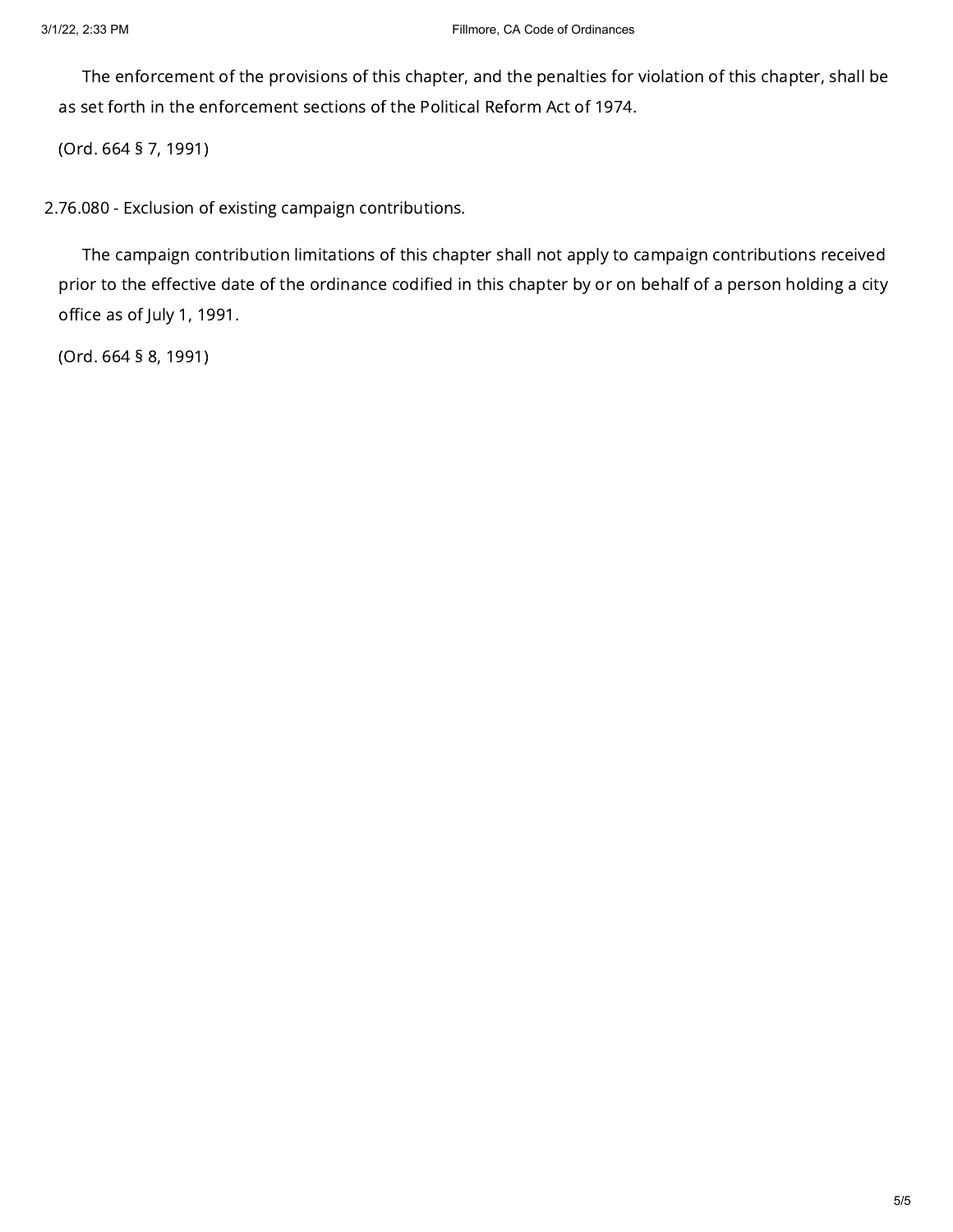The enforcement of the provisions of this chapter, and the penalties for violation of this chapter, shall be as set forth in the enforcement sections of the Political Reform Act of 1974.

(Ord. 664 § 7, 1991)

### 2.76.080 - Exclusion of existing campaign contributions.

The campaign contribution limitations of this chapter shall not apply to campaign contributions received prior to the effective date of the ordinance codified in this chapter by or on behalf of a person holding a city office as of July 1, 1991.

(Ord. 664 § 8, 1991)